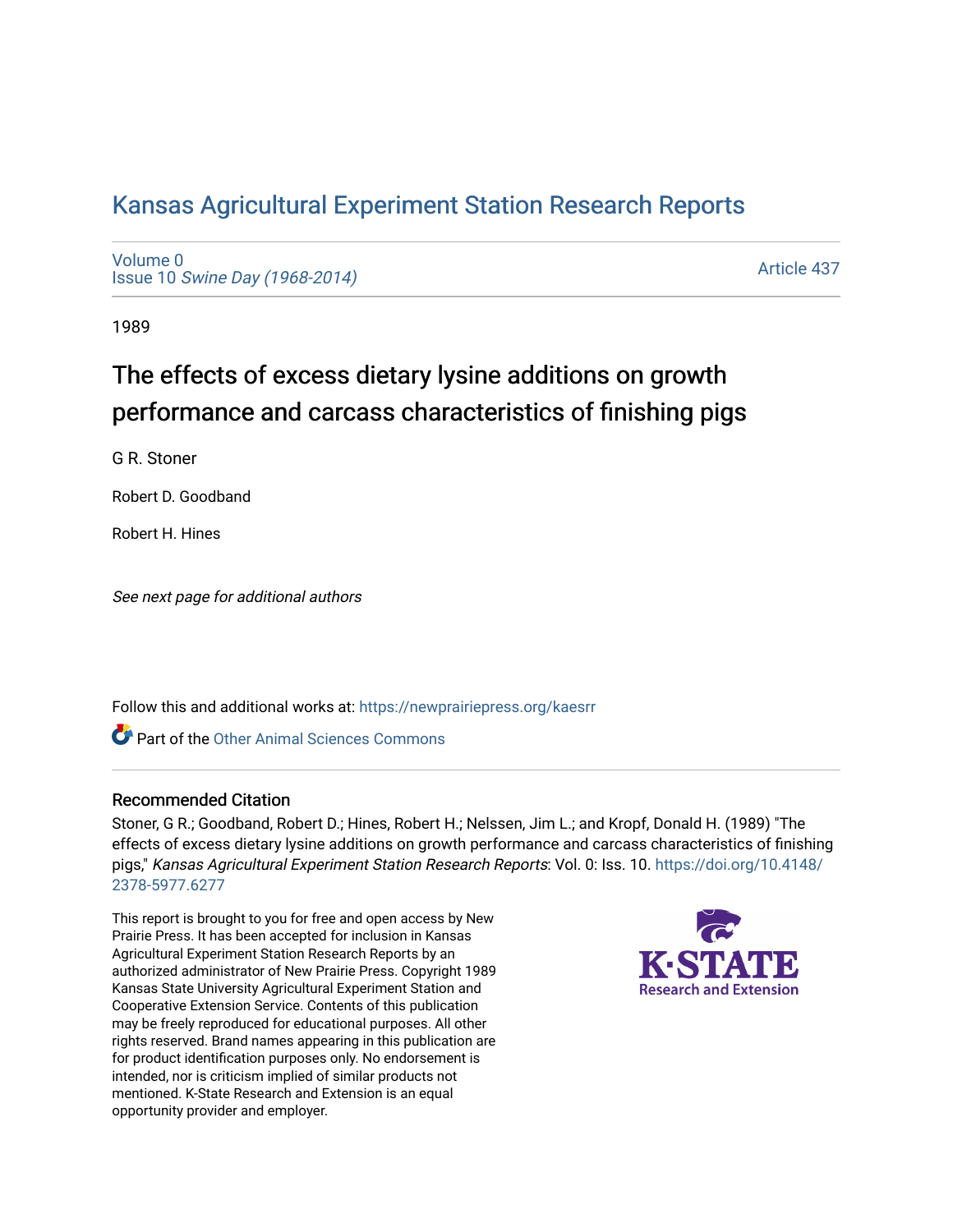# Kansas Agricultural Experiment Station Research Reports

Volume 0
Issue 10 *Swine Day (1968-2014)*

Article 437

1989

## The effects of excess dietary lysine additions on growth performance and carcass characteristics of finishing pigs

G R. Stoner

Robert D. Goodband

Robert H. Hines

*See next page for additional authors*

Follow this and additional works at: https://newprairiepress.org/kaesrr

Part of the Other Animal Sciences Commons

### Recommended Citation

Stoner, G R.; Goodband, Robert D.; Hines, Robert H.; Nelssen, Jim L.; and Kropf, Donald H. (1989) "The effects of excess dietary lysine additions on growth performance and carcass characteristics of finishing pigs," *Kansas Agricultural Experiment Station Research Reports*: Vol. 0: Iss. 10. https://doi.org/10.4148/2378-5977.6277

This report is brought to you for free and open access by New Prairie Press. It has been accepted for inclusion in Kansas Agricultural Experiment Station Research Reports by an authorized administrator of New Prairie Press. Copyright 1989 Kansas State University Agricultural Experiment Station and Cooperative Extension Service. Contents of this publication may be freely reproduced for educational purposes. All other rights reserved. Brand names appearing in this publication are for product identification purposes only. No endorsement is intended, nor is criticism implied of similar products not mentioned. K-State Research and Extension is an equal opportunity provider and employer.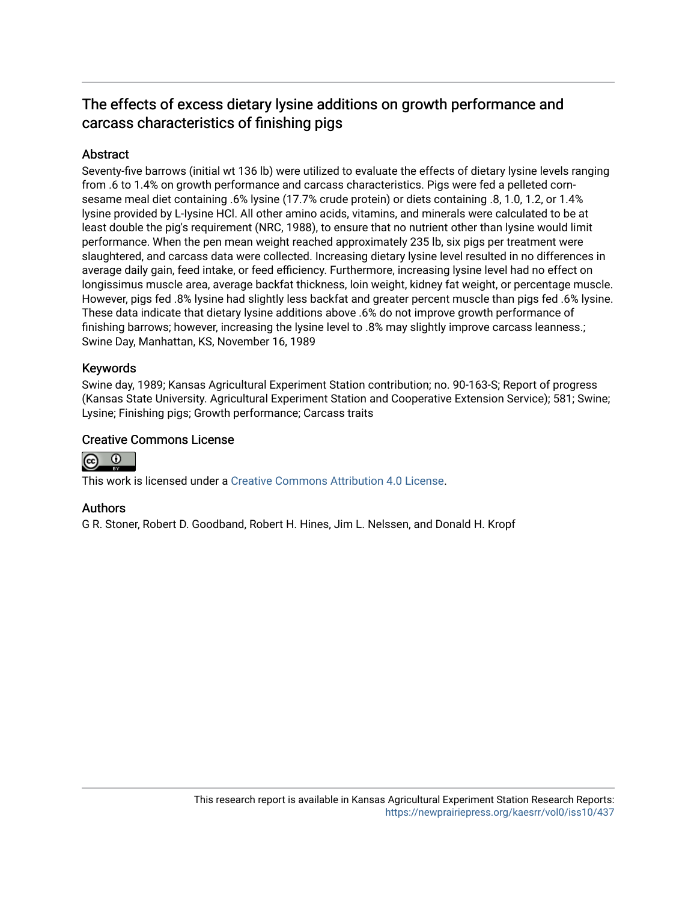# The effects of excess dietary lysine additions on growth performance and carcass characteristics of finishing pigs

## Abstract

Seventy-five barrows (initial wt 136 lb) were utilized to evaluate the effects of dietary lysine levels ranging from .6 to 1.4% on growth performance and carcass characteristics. Pigs were fed a pelleted corn-sesame meal diet containing .6% lysine (17.7% crude protein) or diets containing .8, 1.0, 1.2, or 1.4% lysine provided by L-lysine HCl. All other amino acids, vitamins, and minerals were calculated to be at least double the pig's requirement (NRC, 1988), to ensure that no nutrient other than lysine would limit performance. When the pen mean weight reached approximately 235 lb, six pigs per treatment were slaughtered, and carcass data were collected. Increasing dietary lysine level resulted in no differences in average daily gain, feed intake, or feed efficiency. Furthermore, increasing lysine level had no effect on longissimus muscle area, average backfat thickness, loin weight, kidney fat weight, or percentage muscle. However, pigs fed .8% lysine had slightly less backfat and greater percent muscle than pigs fed .6% lysine. These data indicate that dietary lysine additions above .6% do not improve growth performance of finishing barrows; however, increasing the lysine level to .8% may slightly improve carcass leanness.; Swine Day, Manhattan, KS, November 16, 1989

## Keywords

Swine day, 1989; Kansas Agricultural Experiment Station contribution; no. 90-163-S; Report of progress (Kansas State University. Agricultural Experiment Station and Cooperative Extension Service); 581; Swine; Lysine; Finishing pigs; Growth performance; Carcass traits

## Creative Commons License

This work is licensed under a Creative Commons Attribution 4.0 License.

## Authors

G R. Stoner, Robert D. Goodband, Robert H. Hines, Jim L. Nelssen, and Donald H. Kropf

This research report is available in Kansas Agricultural Experiment Station Research Reports: https://newprairiepress.org/kaesrr/vol0/iss10/437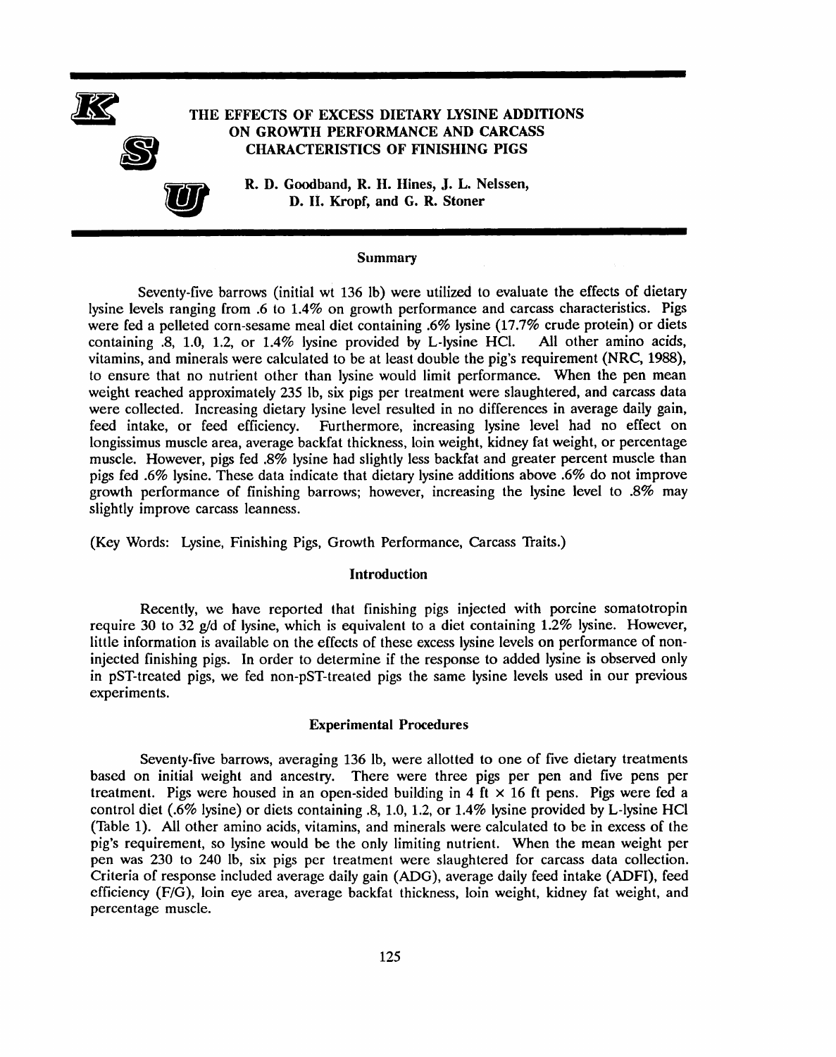# THE EFFECTS OF EXCESS DIETARY LYSINE ADDITIONS ON GROWTH PERFORMANCE AND CARCASS CHARACTERISTICS OF FINISHING PIGS

R. D. Goodband, R. H. Hines, J. L. Nelssen, D. H. Kropf, and G. R. Stoner

## Summary

Seventy-five barrows (initial wt 136 lb) were utilized to evaluate the effects of dietary lysine levels ranging from .6 to 1.4% on growth performance and carcass characteristics. Pigs were fed a pelleted corn-sesame meal diet containing .6% lysine (17.7% crude protein) or diets containing .8, 1.0, 1.2, or 1.4% lysine provided by L-lysine HCl. All other amino acids, vitamins, and minerals were calculated to be at least double the pig's requirement (NRC, 1988), to ensure that no nutrient other than lysine would limit performance. When the pen mean weight reached approximately 235 lb, six pigs per treatment were slaughtered, and carcass data were collected. Increasing dietary lysine level resulted in no differences in average daily gain, feed intake, or feed efficiency. Furthermore, increasing lysine level had no effect on longissimus muscle area, average backfat thickness, loin weight, kidney fat weight, or percentage muscle. However, pigs fed .8% lysine had slightly less backfat and greater percent muscle than pigs fed .6% lysine. These data indicate that dietary lysine additions above .6% do not improve growth performance of finishing barrows; however, increasing the lysine level to .8% may slightly improve carcass leanness.

(Key Words: Lysine, Finishing Pigs, Growth Performance, Carcass Traits.)

## Introduction

Recently, we have reported that finishing pigs injected with porcine somatotropin require 30 to 32 g/d of lysine, which is equivalent to a diet containing 1.2% lysine. However, little information is available on the effects of these excess lysine levels on performance of non-injected finishing pigs. In order to determine if the response to added lysine is observed only in pST-treated pigs, we fed non-pST-treated pigs the same lysine levels used in our previous experiments.

## Experimental Procedures

Seventy-five barrows, averaging 136 lb, were allotted to one of five dietary treatments based on initial weight and ancestry. There were three pigs per pen and five pens per treatment. Pigs were housed in an open-sided building in 4 ft × 16 ft pens. Pigs were fed a control diet (.6% lysine) or diets containing .8, 1.0, 1.2, or 1.4% lysine provided by L-lysine HCl (Table 1). All other amino acids, vitamins, and minerals were calculated to be in excess of the pig's requirement, so lysine would be the only limiting nutrient. When the mean weight per pen was 230 to 240 lb, six pigs per treatment were slaughtered for carcass data collection. Criteria of response included average daily gain (ADG), average daily feed intake (ADFI), feed efficiency (F/G), loin eye area, average backfat thickness, loin weight, kidney fat weight, and percentage muscle.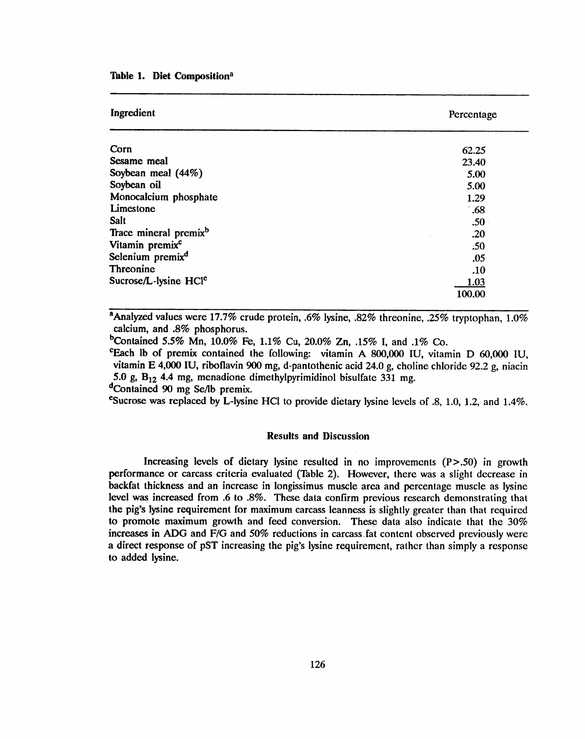**Table 1. Diet Composition[a]**

| Ingredient | Percentage |
|---|---|
| Corn | 62.25 |
| Sesame meal | 23.40 |
| Soybean meal (44%) | 5.00 |
| Soybean oil | 5.00 |
| Monocalcium phosphate | 1.29 |
| Limestone | .68 |
| Salt | .50 |
| Trace mineral premix[b] | .20 |
| Vitamin premix[c] | .50 |
| Selenium premix[d] | .05 |
| Threonine | .10 |
| Sucrose/L-lysine HCl[e] | 1.03 |
| | 100.00 |

[a]Analyzed values were 17.7% crude protein, .6% lysine, .82% threonine, .25% tryptophan, 1.0% calcium, and .8% phosphorus.

[b]Contained 5.5% Mn, 10.0% Fe, 1.1% Cu, 20.0% Zn, .15% I, and .1% Co.

[c]Each lb of premix contained the following: vitamin A 800,000 IU, vitamin D 60,000 IU, vitamin E 4,000 IU, riboflavin 900 mg, d-pantothenic acid 24.0 g, choline chloride 92.2 g, niacin 5.0 g, $B_{12}$ 4.4 mg, menadione dimethylpyrimidinol bisulfate 331 mg.

[d]Contained 90 mg Se/lb premix.

[e]Sucrose was replaced by L-lysine HCl to provide dietary lysine levels of .8, 1.0, 1.2, and 1.4%.

## Results and Discussion

Increasing levels of dietary lysine resulted in no improvements ($P>.50$) in growth performance or carcass criteria evaluated (Table 2). However, there was a slight decrease in backfat thickness and an increase in longissimus muscle area and percentage muscle as lysine level was increased from .6 to .8%. These data confirm previous research demonstrating that the pig's lysine requirement for maximum carcass leanness is slightly greater than that required to promote maximum growth and feed conversion. These data also indicate that the 30% increases in ADG and F/G and 50% reductions in carcass fat content observed previously were a direct response of pST increasing the pig's lysine requirement, rather than simply a response to added lysine.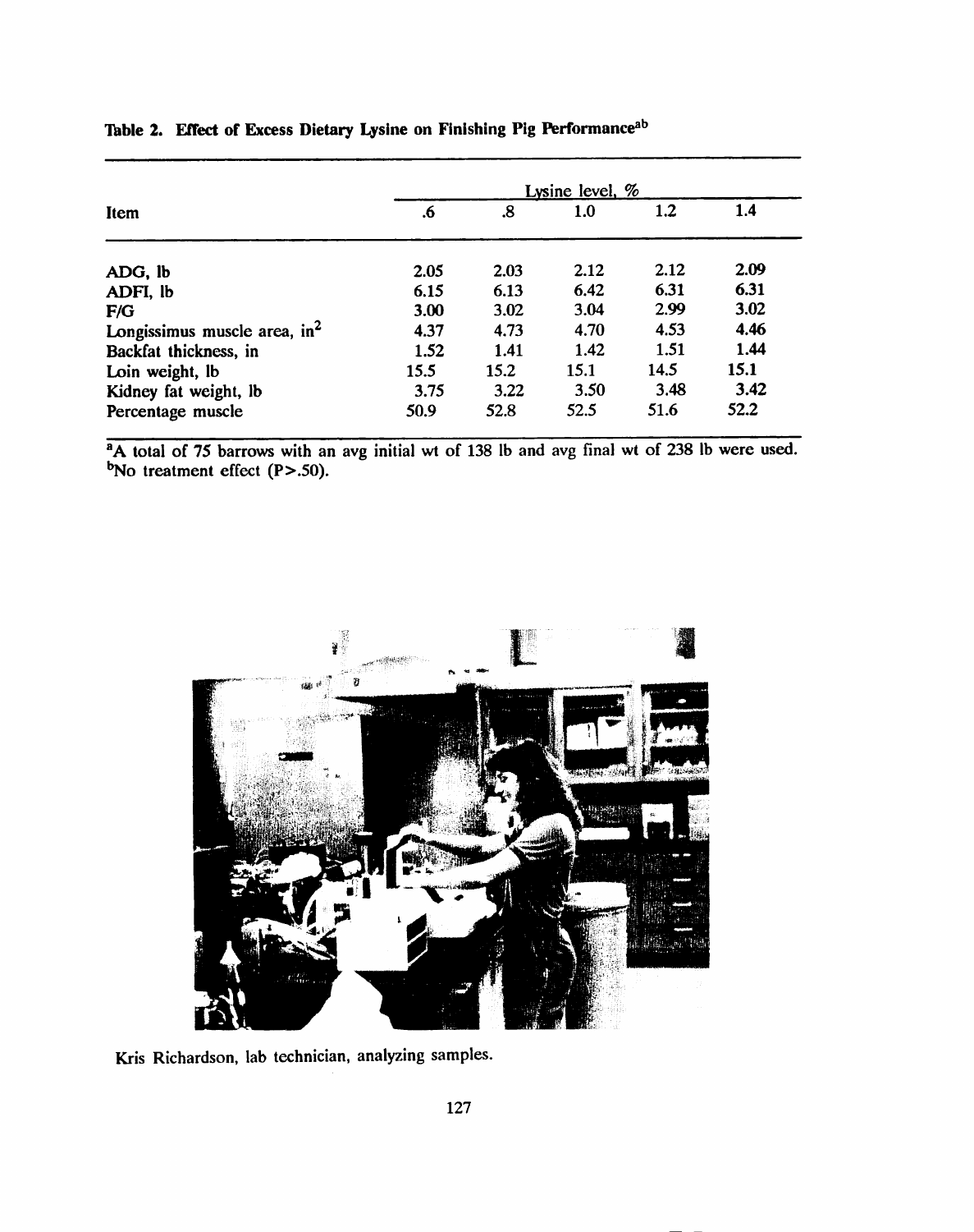**Table 2. Effect of Excess Dietary Lysine on Finishing Pig Performance[ab]**

| Item | Lysine level, % | | | | |
|---|---|---|---|---|---|
| | .6 | .8 | 1.0 | 1.2 | 1.4 |
| ADG, lb | 2.05 | 2.03 | 2.12 | 2.12 | 2.09 |
| ADFI, lb | 6.15 | 6.13 | 6.42 | 6.31 | 6.31 |
| F/G | 3.00 | 3.02 | 3.04 | 2.99 | 3.02 |
| Longissimus muscle area, $in^2$ | 4.37 | 4.73 | 4.70 | 4.53 | 4.46 |
| Backfat thickness, in | 1.52 | 1.41 | 1.42 | 1.51 | 1.44 |
| Loin weight, lb | 15.5 | 15.2 | 15.1 | 14.5 | 15.1 |
| Kidney fat weight, lb | 3.75 | 3.22 | 3.50 | 3.48 | 3.42 |
| Percentage muscle | 50.9 | 52.8 | 52.5 | 51.6 | 52.2 |

[a]A total of 75 barrows with an avg initial wt of 138 lb and avg final wt of 238 lb were used.
[b]No treatment effect (P>.50).

Kris Richardson, lab technician, analyzing samples.